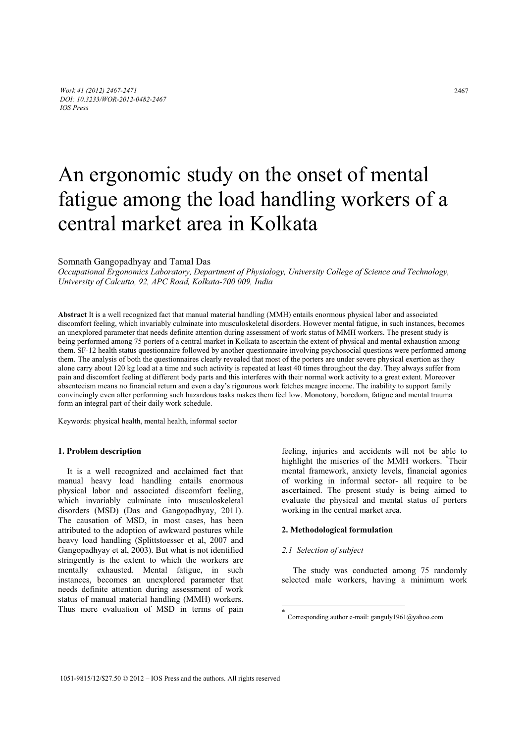# An ergonomic study on the onset of mental fatigue among the load handling workers of a central market area in Kolkata

Somnath Gangopadhyay and Tamal Das

*Occupational Ergonomics Laboratory, Department of Physiology, University College of Science and Technology, University of Calcutta, 92, APC Road, Kolkata-700 009, India*

**Abstract** It is a well recognized fact that manual material handling (MMH) entails enormous physical labor and associated discomfort feeling, which invariably culminate into musculoskeletal disorders. However mental fatigue, in such instances, becomes an unexplored parameter that needs definite attention during assessment of work status of MMH workers. The present study is being performed among 75 porters of a central market in Kolkata to ascertain the extent of physical and mental exhaustion among them. SF-12 health status questionnaire followed by another questionnaire involving psychosocial questions were performed among them. The analysis of both the questionnaires clearly revealed that most of the porters are under severe physical exertion as they alone carry about 120 kg load at a time and such activity is repeated at least 40 times throughout the day. They always suffer from pain and discomfort feeling at different body parts and this interferes with their normal work activity to a great extent. Moreover absenteeism means no financial return and even a day's rigourous work fetches meagre income. The inability to support family convincingly even after performing such hazardous tasks makes them feel low. Monotony, boredom, fatigue and mental trauma form an integral part of their daily work schedule.

Keywords: physical health, mental health, informal sector

## 1. Problem description

It is a well recognized and acclaimed fact that manual heavy load handling entails enormous physical labor and associated discomfort feeling, which invariably culminate into musculoskeletal disorders (MSD) (Das and Gangopadhyay, 2011). The causation of MSD, in most cases, has been attributed to the adoption of awkward postures while heavy load handling (Splittstoesser et al, 2007 and Gangopadhyay et al, 2003). But what is not identified stringently is the extent to which the workers are mentally exhausted. Mental fatigue, in such instances, becomes an unexplored parameter that needs definite attention during assessment of work status of manual material handling (MMH) workers. Thus mere evaluation of MSD in terms of pain feeling, injuries and accidents will not be able to highlight the miseries of the MMH workers. [*]Their mental framework, anxiety levels, financial agonies of working in informal sector- all require to be ascertained. The present study is being aimed to evaluate the physical and mental status of porters working in the central market area.

## 2. Methodological formulation

### 2.1 Selection of subject

The study was conducted among 75 randomly selected male workers, having a minimum work

[*] Corresponding author e-mail: ganguly1961@yahoo.com

1051-9815/12/$27.50 © 2012 – IOS Press and the authors. All rights reserved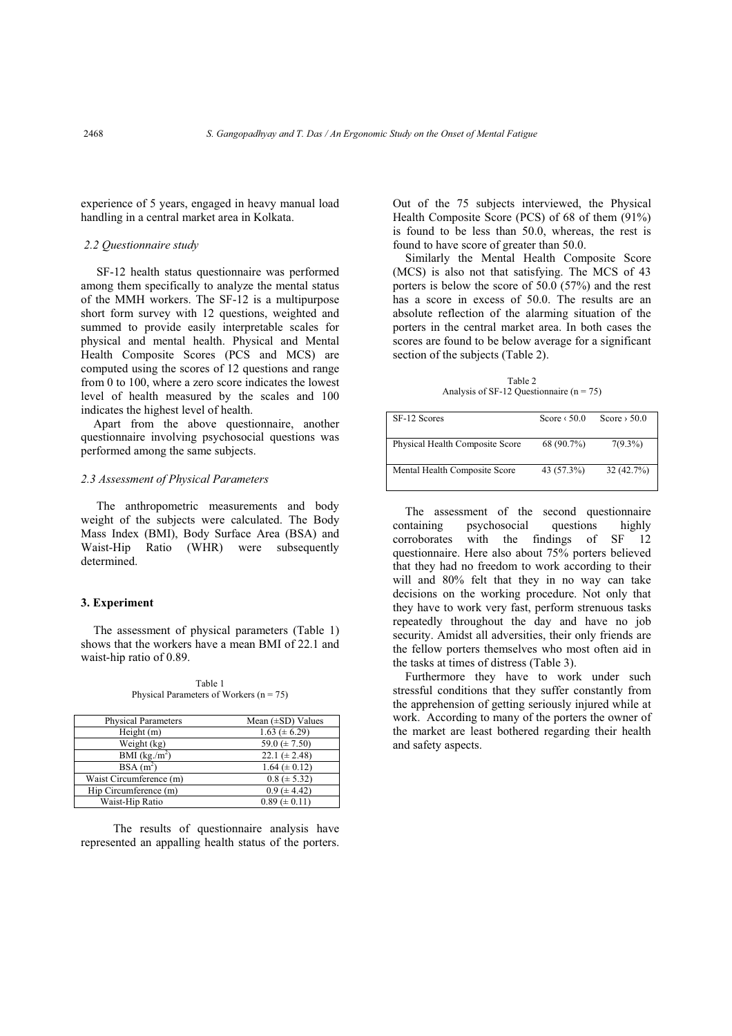experience of 5 years, engaged in heavy manual load handling in a central market area in Kolkata.

### 2.2 Questionnaire study

SF-12 health status questionnaire was performed among them specifically to analyze the mental status of the MMH workers. The SF-12 is a multipurpose short form survey with 12 questions, weighted and summed to provide easily interpretable scales for physical and mental health. Physical and Mental Health Composite Scores (PCS and MCS) are computed using the scores of 12 questions and range from 0 to 100, where a zero score indicates the lowest level of health measured by the scales and 100 indicates the highest level of health.

Apart from the above questionnaire, another questionnaire involving psychosocial questions was performed among the same subjects.

### 2.3 Assessment of Physical Parameters

The anthropometric measurements and body weight of the subjects were calculated. The Body Mass Index (BMI), Body Surface Area (BSA) and Waist-Hip Ratio (WHR) were subsequently determined.

## 3. Experiment

The assessment of physical parameters (Table 1) shows that the workers have a mean BMI of 22.1 and waist-hip ratio of 0.89.

Table 1
Physical Parameters of Workers (n = 75)

| Physical Parameters | Mean (±SD) Values |
|---|---|
| Height (m) | 1.63 (± 6.29) |
| Weight (kg) | 59.0 (± 7.50) |
| BMI (kg./m$^2$) | 22.1 (± 2.48) |
| BSA (m$^2$) | 1.64 (± 0.12) |
| Waist Circumference (m) | 0.8 (± 5.32) |
| Hip Circumference (m) | 0.9 (± 4.42) |
| Waist-Hip Ratio | 0.89 (± 0.11) |

The results of questionnaire analysis have represented an appalling health status of the porters. Out of the 75 subjects interviewed, the Physical Health Composite Score (PCS) of 68 of them (91%) is found to be less than 50.0, whereas, the rest is found to have score of greater than 50.0.

Similarly the Mental Health Composite Score (MCS) is also not that satisfying. The MCS of 43 porters is below the score of 50.0 (57%) and the rest has a score in excess of 50.0. The results are an absolute reflection of the alarming situation of the porters in the central market area. In both cases the scores are found to be below average for a significant section of the subjects (Table 2).

Table 2
Analysis of SF-12 Questionnaire (n = 75)

| SF-12 Scores | Score ‹ 50.0 | Score › 50.0 |
|---|---|---|
| Physical Health Composite Score | 68 (90.7%) | 7(9.3%) |
| Mental Health Composite Score | 43 (57.3%) | 32 (42.7%) |

The assessment of the second questionnaire containing psychosocial questions highly corroborates with the findings of SF 12 questionnaire. Here also about 75% porters believed that they had no freedom to work according to their will and 80% felt that they in no way can take decisions on the working procedure. Not only that they have to work very fast, perform strenuous tasks repeatedly throughout the day and have no job security. Amidst all adversities, their only friends are the fellow porters themselves who most often aid in the tasks at times of distress (Table 3).

Furthermore they have to work under such stressful conditions that they suffer constantly from the apprehension of getting seriously injured while at work. According to many of the porters the owner of the market are least bothered regarding their health and safety aspects.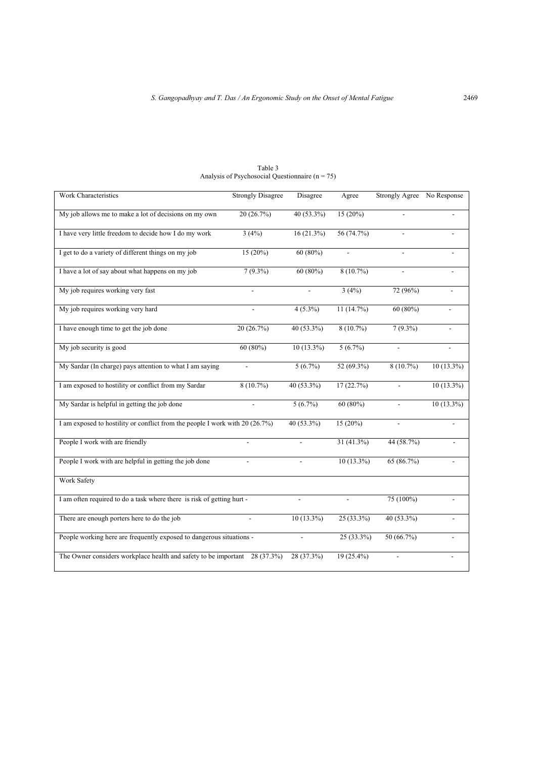Table 3
Analysis of Psychosocial Questionnaire (n = 75)

| Work Characteristics | Strongly Disagree | Disagree | Agree | Strongly Agree | No Response |
|---|---|---|---|---|---|
| My job allows me to make a lot of decisions on my own | 20 (26.7%) | 40 (53.3%) | 15 (20%) | - | - |
| I have very little freedom to decide how I do my work | 3 (4%) | 16 (21.3%) | 56 (74.7%) | - | - |
| I get to do a variety of different things on my job | 15 (20%) | 60 (80%) | - | - | - |
| I have a lot of say about what happens on my job | 7 (9.3%) | 60 (80%) | 8 (10.7%) | - | - |
| My job requires working very fast | - | - | 3 (4%) | 72 (96%) | - |
| My job requires working very hard | - | 4 (5.3%) | 11 (14.7%) | 60 (80%) | - |
| I have enough time to get the job done | 20 (26.7%) | 40 (53.3%) | 8 (10.7%) | 7 (9.3%) | - |
| My job security is good | 60 (80%) | 10 (13.3%) | 5 (6.7%) | - | - |
| My Sardar (In charge) pays attention to what I am saying | - | 5 (6.7%) | 52 (69.3%) | 8 (10.7%) | 10 (13.3%) |
| I am exposed to hostility or conflict from my Sardar | 8 (10.7%) | 40 (53.3%) | 17 (22.7%) | - | 10 (13.3%) |
| My Sardar is helpful in getting the job done | - | 5 (6.7%) | 60 (80%) | - | 10 (13.3%) |
| I am exposed to hostility or conflict from the people I work with | 20 (26.7%) | 40 (53.3%) | 15 (20%) | - | - |
| People I work with are friendly | - | - | 31 (41.3%) | 44 (58.7%) | - |
| People I work with are helpful in getting the job done | - | - | 10 (13.3%) | 65 (86.7%) | - |
| Work Safety | | | | | |
| I am often required to do a task where there is risk of getting hurt | - | - | - | 75 (100%) | - |
| There are enough porters here to do the job | - | 10 (13.3%) | 25 (33.3%) | 40 (53.3%) | - |
| People working here are frequently exposed to dangerous situations | - | - | 25 (33.3%) | 50 (66.7%) | - |
| The Owner considers workplace health and safety to be important | 28 (37.3%) | 28 (37.3%) | 19 (25.4%) | - | - |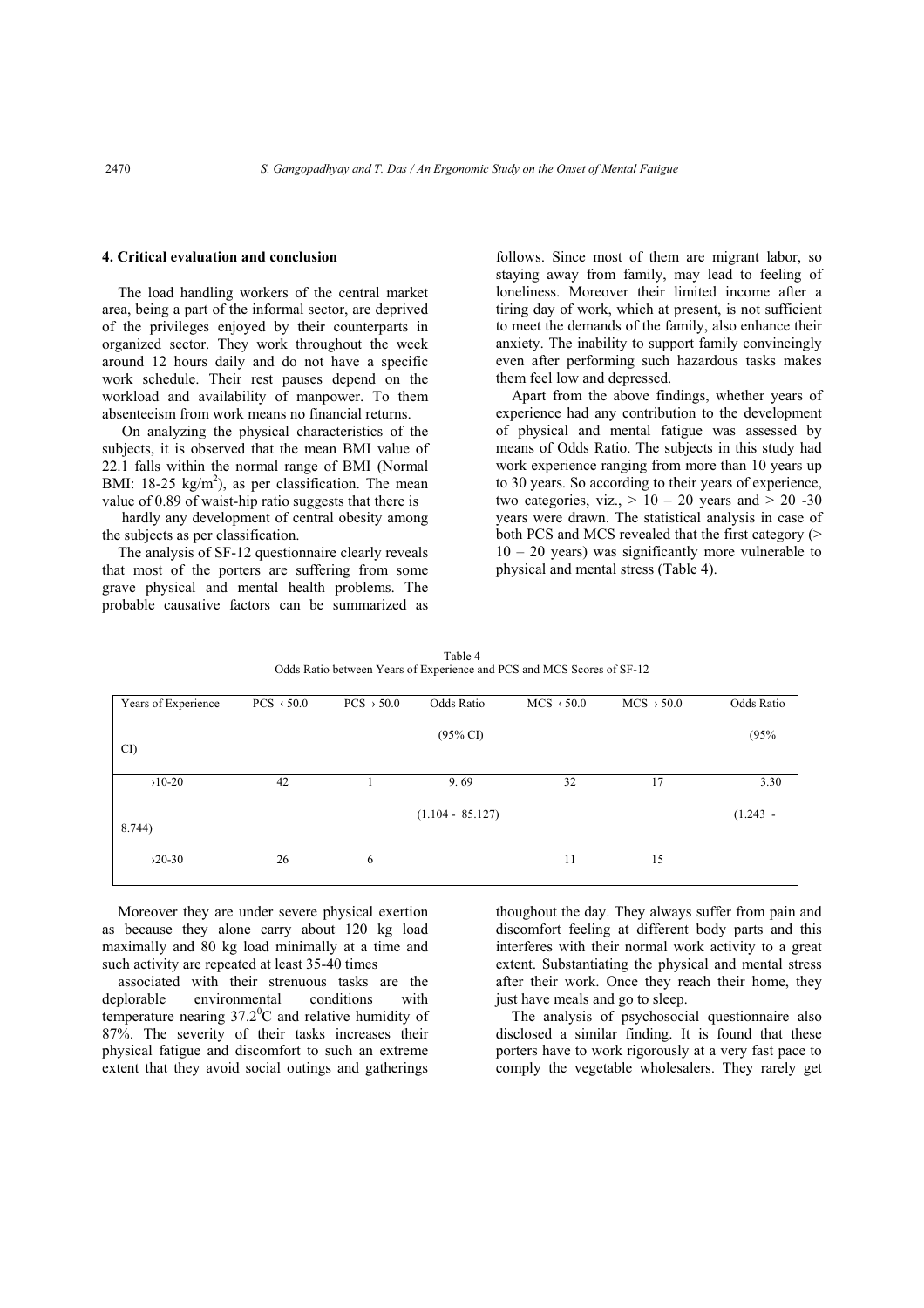## 4. Critical evaluation and conclusion

The load handling workers of the central market area, being a part of the informal sector, are deprived of the privileges enjoyed by their counterparts in organized sector. They work throughout the week around 12 hours daily and do not have a specific work schedule. Their rest pauses depend on the workload and availability of manpower. To them absenteeism from work means no financial returns.

On analyzing the physical characteristics of the subjects, it is observed that the mean BMI value of 22.1 falls within the normal range of BMI (Normal BMI: 18-25 kg/m$^2$), as per classification. The mean value of 0.89 of waist-hip ratio suggests that there is hardly any development of central obesity among the subjects as per classification.

The analysis of SF-12 questionnaire clearly reveals that most of the porters are suffering from some grave physical and mental health problems. The probable causative factors can be summarized as follows. Since most of them are migrant labor, so staying away from family, may lead to feeling of loneliness. Moreover their limited income after a tiring day of work, which at present, is not sufficient to meet the demands of the family, also enhance their anxiety. The inability to support family convincingly even after performing such hazardous tasks makes them feel low and depressed.

Apart from the above findings, whether years of experience had any contribution to the development of physical and mental fatigue was assessed by means of Odds Ratio. The subjects in this study had work experience ranging from more than 10 years up to 30 years. So according to their years of experience, two categories, viz., > 10 – 20 years and > 20 -30 years were drawn. The statistical analysis in case of both PCS and MCS revealed that the first category (> 10 – 20 years) was significantly more vulnerable to physical and mental stress (Table 4).

Table 4
Odds Ratio between Years of Experience and PCS and MCS Scores of SF-12

| Years of Experience | PCS ‹ 50.0 | PCS › 50.0 | Odds Ratio (95% CI) | MCS ‹ 50.0 | MCS › 50.0 | Odds Ratio (95% CI) |
|---|---|---|---|---|---|---|
| ›10-20 | 42 | 1 | 9. 69 (1.104 - 85.127) | 32 | 17 | 3.30 (1.243 - 8.744) |
| ›20-30 | 26 | 6 | | 11 | 15 | |

Moreover they are under severe physical exertion as because they alone carry about 120 kg load maximally and 80 kg load minimally at a time and such activity are repeated at least 35-40 times

associated with their strenuous tasks are the deplorable environmental conditions with temperature nearing 37.2$^0$C and relative humidity of 87%. The severity of their tasks increases their physical fatigue and discomfort to such an extreme extent that they avoid social outings and gatherings thoughout the day. They always suffer from pain and discomfort feeling at different body parts and this interferes with their normal work activity to a great extent. Substantiating the physical and mental stress after their work. Once they reach their home, they just have meals and go to sleep.

The analysis of psychosocial questionnaire also disclosed a similar finding. It is found that these porters have to work rigorously at a very fast pace to comply the vegetable wholesalers. They rarely get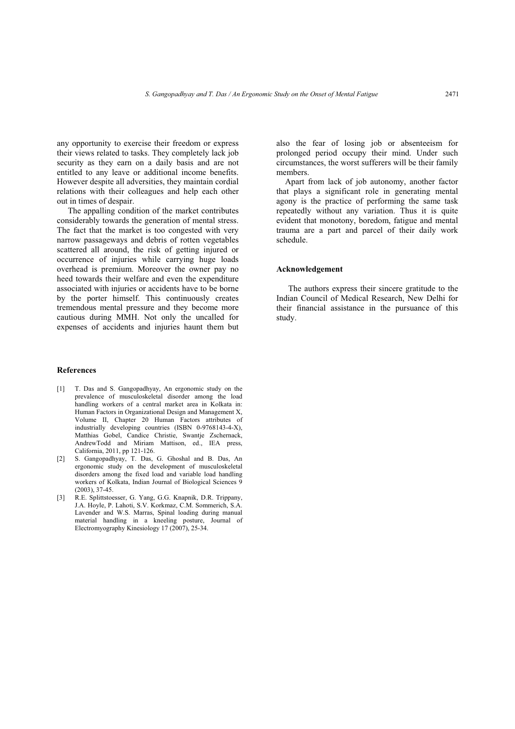any opportunity to exercise their freedom or express their views related to tasks. They completely lack job security as they earn on a daily basis and are not entitled to any leave or additional income benefits. However despite all adversities, they maintain cordial relations with their colleagues and help each other out in times of despair.

The appalling condition of the market contributes considerably towards the generation of mental stress. The fact that the market is too congested with very narrow passageways and debris of rotten vegetables scattered all around, the risk of getting injured or occurrence of injuries while carrying huge loads overhead is premium. Moreover the owner pay no heed towards their welfare and even the expenditure associated with injuries or accidents have to be borne by the porter himself. This continuously creates tremendous mental pressure and they become more cautious during MMH. Not only the uncalled for expenses of accidents and injuries haunt them but also the fear of losing job or absenteeism for prolonged period occupy their mind. Under such circumstances, the worst sufferers will be their family members.

Apart from lack of job autonomy, another factor that plays a significant role in generating mental agony is the practice of performing the same task repeatedly without any variation. Thus it is quite evident that monotony, boredom, fatigue and mental trauma are a part and parcel of their daily work schedule.

## Acknowledgement

The authors express their sincere gratitude to the Indian Council of Medical Research, New Delhi for their financial assistance in the pursuance of this study.

## References

[1] T. Das and S. Gangopadhyay, An ergonomic study on the prevalence of musculoskeletal disorder among the load handling workers of a central market area in Kolkata in: Human Factors in Organizational Design and Management X, Volume II, Chapter 20 Human Factors attributes of industrially developing countries (ISBN 0-9768143-4-X), Matthias Gobel, Candice Christie, Swantje Zschernack, AndrewTodd and Miriam Mattison, ed., IEA press, California, 2011, pp 121-126.

[2] S. Gangopadhyay, T. Das, G. Ghoshal and B. Das, An ergonomic study on the development of musculoskeletal disorders among the fixed load and variable load handling workers of Kolkata, Indian Journal of Biological Sciences 9 (2003), 37-45.

[3] R.E. Splittstoesser, G. Yang, G.G. Knapnik, D.R. Trippany, J.A. Hoyle, P. Lahoti, S.V. Korkmaz, C.M. Sommerich, S.A. Lavender and W.S. Marras, Spinal loading during manual material handling in a kneeling posture, Journal of Electromyography Kinesiology 17 (2007), 25-34.